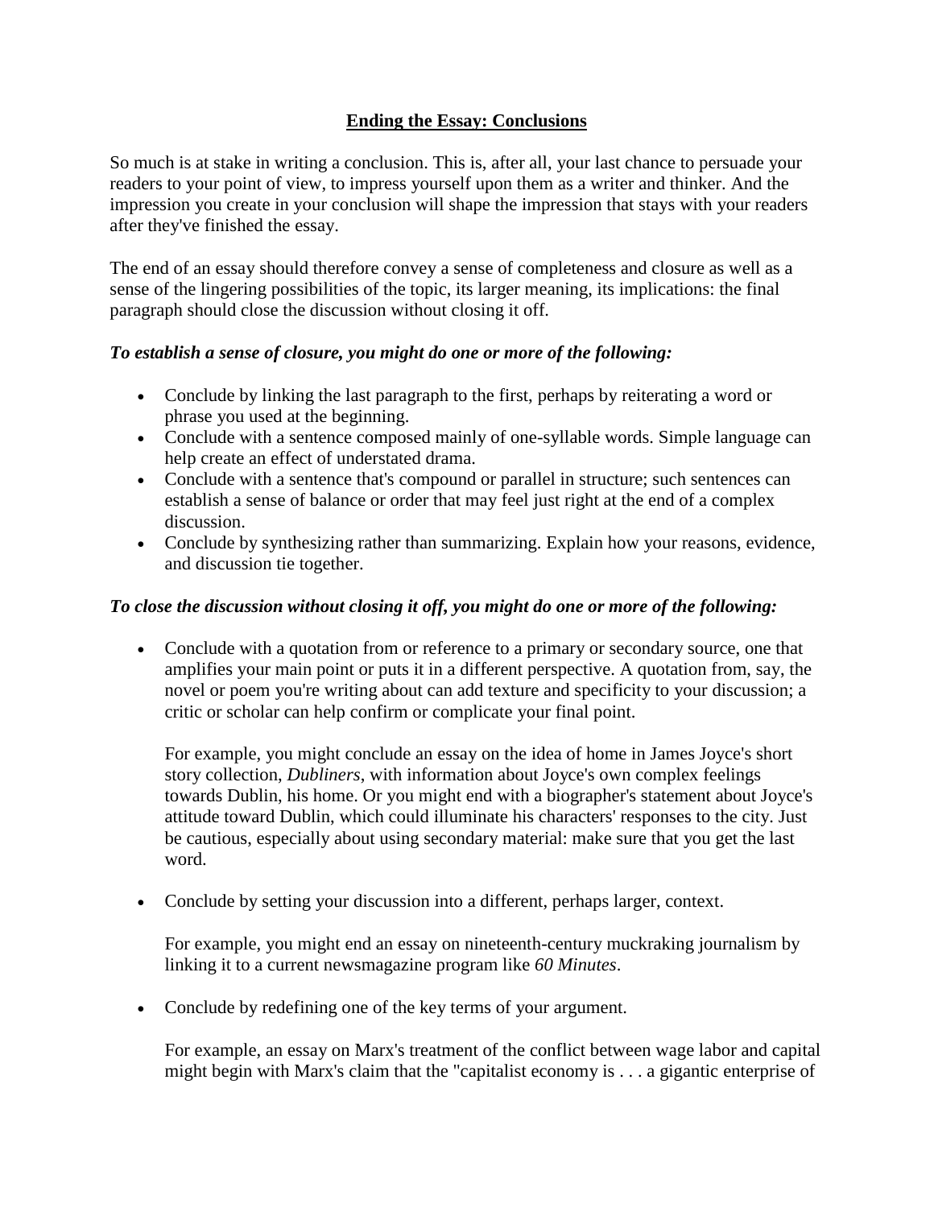## **Ending the Essay: Conclusions**

So much is at stake in writing a conclusion. This is, after all, your last chance to persuade your readers to your point of view, to impress yourself upon them as a writer and thinker. And the impression you create in your conclusion will shape the impression that stays with your readers after they've finished the essay.

The end of an essay should therefore convey a sense of completeness and closure as well as a sense of the lingering possibilities of the topic, its larger meaning, its implications: the final paragraph should close the discussion without closing it off.

***To establish a sense of closure, you might do one or more of the following:***

- Conclude by linking the last paragraph to the first, perhaps by reiterating a word or phrase you used at the beginning.
- Conclude with a sentence composed mainly of one-syllable words. Simple language can help create an effect of understated drama.
- Conclude with a sentence that's compound or parallel in structure; such sentences can establish a sense of balance or order that may feel just right at the end of a complex discussion.
- Conclude by synthesizing rather than summarizing. Explain how your reasons, evidence, and discussion tie together.

***To close the discussion without closing it off, you might do one or more of the following:***

- Conclude with a quotation from or reference to a primary or secondary source, one that amplifies your main point or puts it in a different perspective. A quotation from, say, the novel or poem you're writing about can add texture and specificity to your discussion; a critic or scholar can help confirm or complicate your final point.

  For example, you might conclude an essay on the idea of home in James Joyce's short story collection, *Dubliners*, with information about Joyce's own complex feelings towards Dublin, his home. Or you might end with a biographer's statement about Joyce's attitude toward Dublin, which could illuminate his characters' responses to the city. Just be cautious, especially about using secondary material: make sure that you get the last word.

- Conclude by setting your discussion into a different, perhaps larger, context.

  For example, you might end an essay on nineteenth-century muckraking journalism by linking it to a current newsmagazine program like *60 Minutes*.

- Conclude by redefining one of the key terms of your argument.

  For example, an essay on Marx's treatment of the conflict between wage labor and capital might begin with Marx's claim that the "capitalist economy is . . . a gigantic enterprise of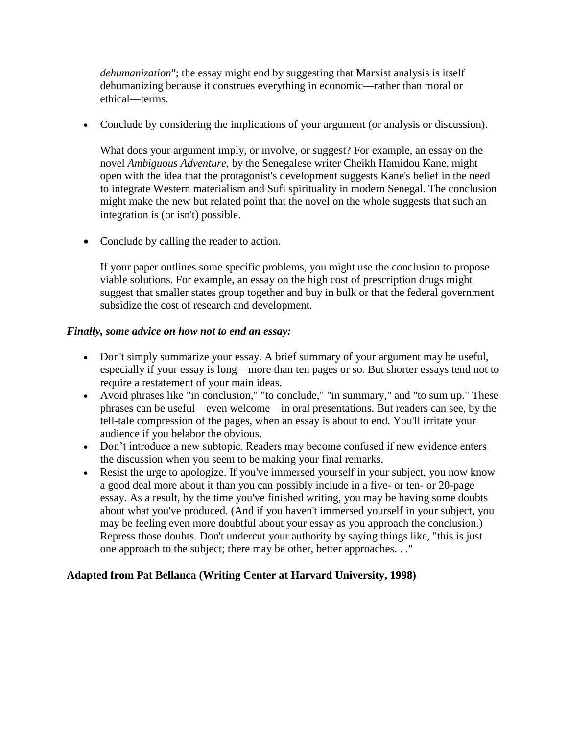*dehumanization*"; the essay might end by suggesting that Marxist analysis is itself dehumanizing because it construes everything in economic—rather than moral or ethical—terms.

- Conclude by considering the implications of your argument (or analysis or discussion).

  What does your argument imply, or involve, or suggest? For example, an essay on the novel *Ambiguous Adventure*, by the Senegalese writer Cheikh Hamidou Kane, might open with the idea that the protagonist's development suggests Kane's belief in the need to integrate Western materialism and Sufi spirituality in modern Senegal. The conclusion might make the new but related point that the novel on the whole suggests that such an integration is (or isn't) possible.

- Conclude by calling the reader to action.

  If your paper outlines some specific problems, you might use the conclusion to propose viable solutions. For example, an essay on the high cost of prescription drugs might suggest that smaller states group together and buy in bulk or that the federal government subsidize the cost of research and development.

***Finally, some advice on how not to end an essay:***

- Don't simply summarize your essay. A brief summary of your argument may be useful, especially if your essay is long—more than ten pages or so. But shorter essays tend not to require a restatement of your main ideas.
- Avoid phrases like "in conclusion," "to conclude," "in summary," and "to sum up." These phrases can be useful—even welcome—in oral presentations. But readers can see, by the tell-tale compression of the pages, when an essay is about to end. You'll irritate your audience if you belabor the obvious.
- Don't introduce a new subtopic. Readers may become confused if new evidence enters the discussion when you seem to be making your final remarks.
- Resist the urge to apologize. If you've immersed yourself in your subject, you now know a good deal more about it than you can possibly include in a five- or ten- or 20-page essay. As a result, by the time you've finished writing, you may be having some doubts about what you've produced. (And if you haven't immersed yourself in your subject, you may be feeling even more doubtful about your essay as you approach the conclusion.) Repress those doubts. Don't undercut your authority by saying things like, "this is just one approach to the subject; there may be other, better approaches. . ."

**Adapted from Pat Bellanca (Writing Center at Harvard University, 1998)**